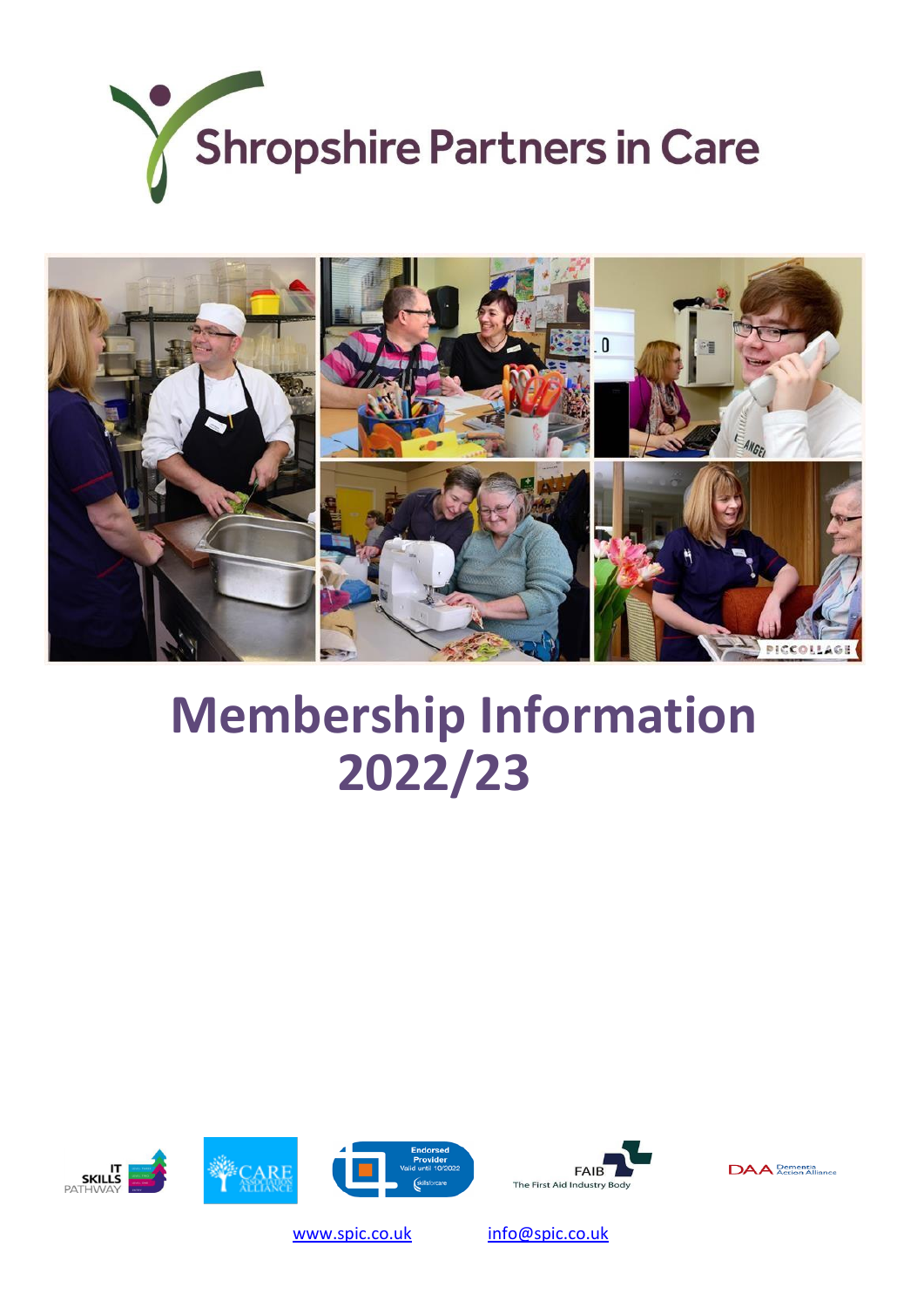Shropshire Partners in Care

# Membership Information 2022/23

www.spic.co.uk info@spic.co.uk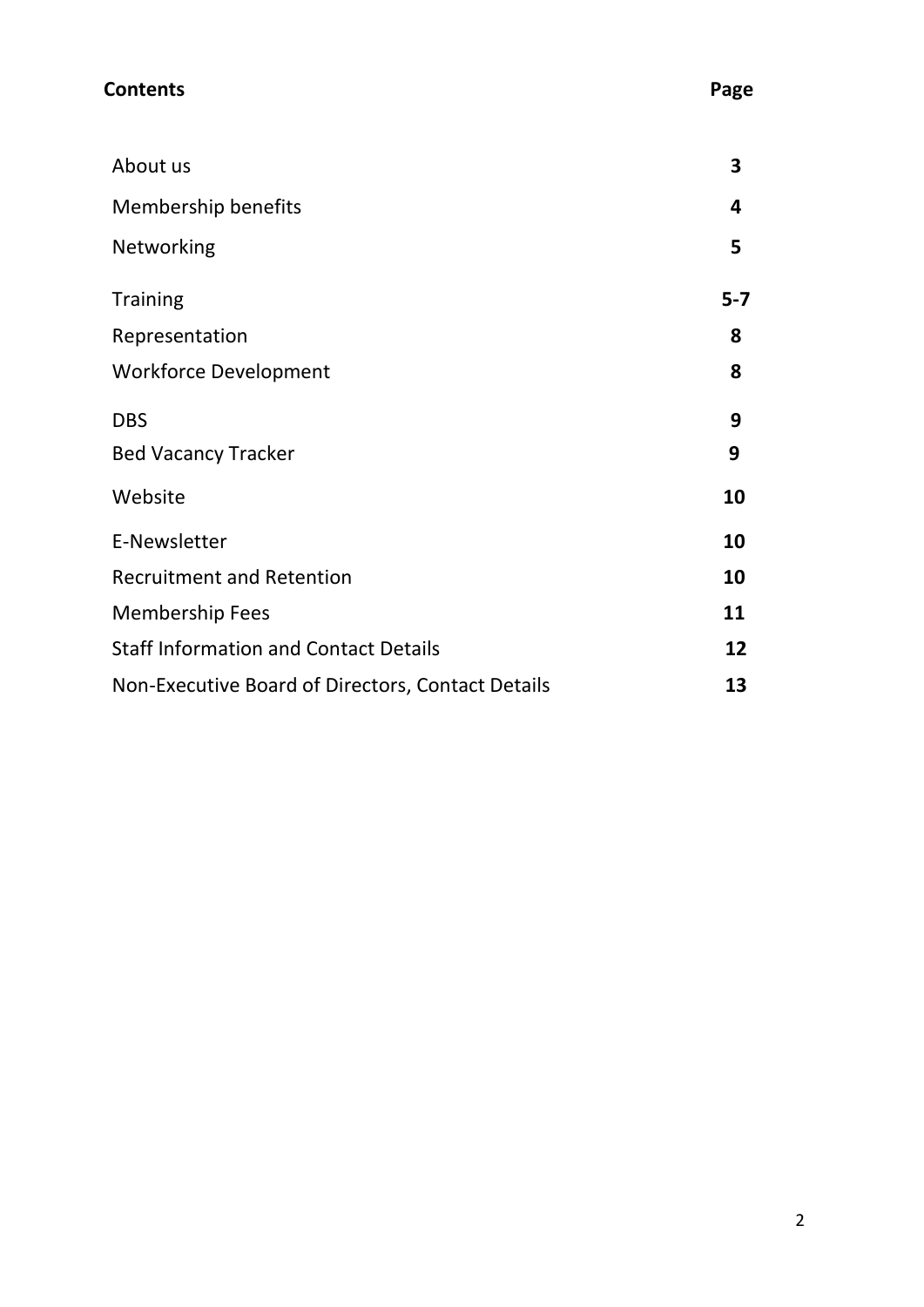| **Contents** | **Page** |
| --- | --- |
| About us | **3** |
| Membership benefits | **4** |
| Networking | **5** |
| Training | **5-7** |
| Representation | **8** |
| Workforce Development | **8** |
| DBS | **9** |
| Bed Vacancy Tracker | **9** |
| Website | **10** |
| E-Newsletter | **10** |
| Recruitment and Retention | **10** |
| Membership Fees | **11** |
| Staff Information and Contact Details | **12** |
| Non-Executive Board of Directors, Contact Details | **13** |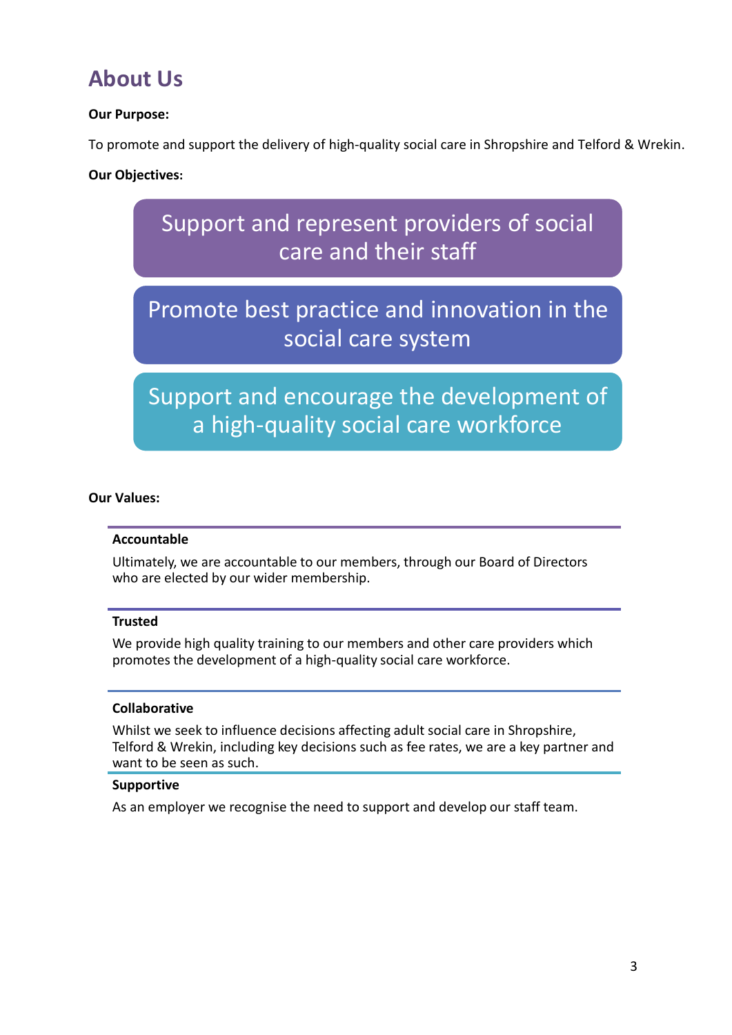# About Us

**Our Purpose:**

To promote and support the delivery of high-quality social care in Shropshire and Telford & Wrekin.

**Our Objectives:**

- Support and represent providers of social care and their staff
- Promote best practice and innovation in the social care system
- Support and encourage the development of a high-quality social care workforce

**Our Values:**

**Accountable**

Ultimately, we are accountable to our members, through our Board of Directors who are elected by our wider membership.

**Trusted**

We provide high quality training to our members and other care providers which promotes the development of a high-quality social care workforce.

**Collaborative**

Whilst we seek to influence decisions affecting adult social care in Shropshire, Telford & Wrekin, including key decisions such as fee rates, we are a key partner and want to be seen as such.

**Supportive**

As an employer we recognise the need to support and develop our staff team.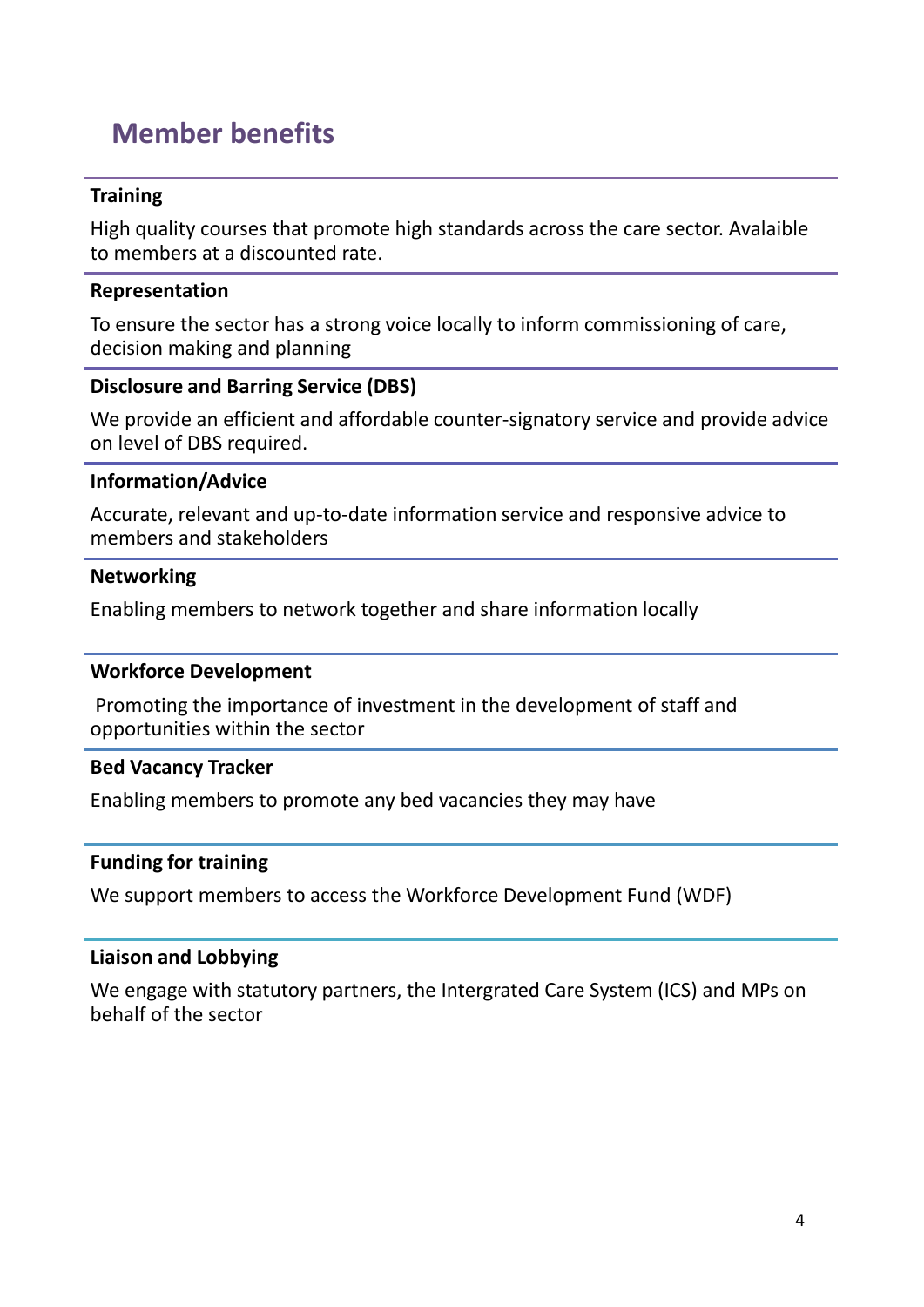## Member benefits

**Training**

High quality courses that promote high standards across the care sector. Avalaible to members at a discounted rate.

**Representation**

To ensure the sector has a strong voice locally to inform commissioning of care, decision making and planning

**Disclosure and Barring Service (DBS)**

We provide an efficient and affordable counter-signatory service and provide advice on level of DBS required.

**Information/Advice**

Accurate, relevant and up-to-date information service and responsive advice to members and stakeholders

**Networking**

Enabling members to network together and share information locally

**Workforce Development**

Promoting the importance of investment in the development of staff and opportunities within the sector

**Bed Vacancy Tracker**

Enabling members to promote any bed vacancies they may have

**Funding for training**

We support members to access the Workforce Development Fund (WDF)

**Liaison and Lobbying**

We engage with statutory partners, the Intergrated Care System (ICS) and MPs on behalf of the sector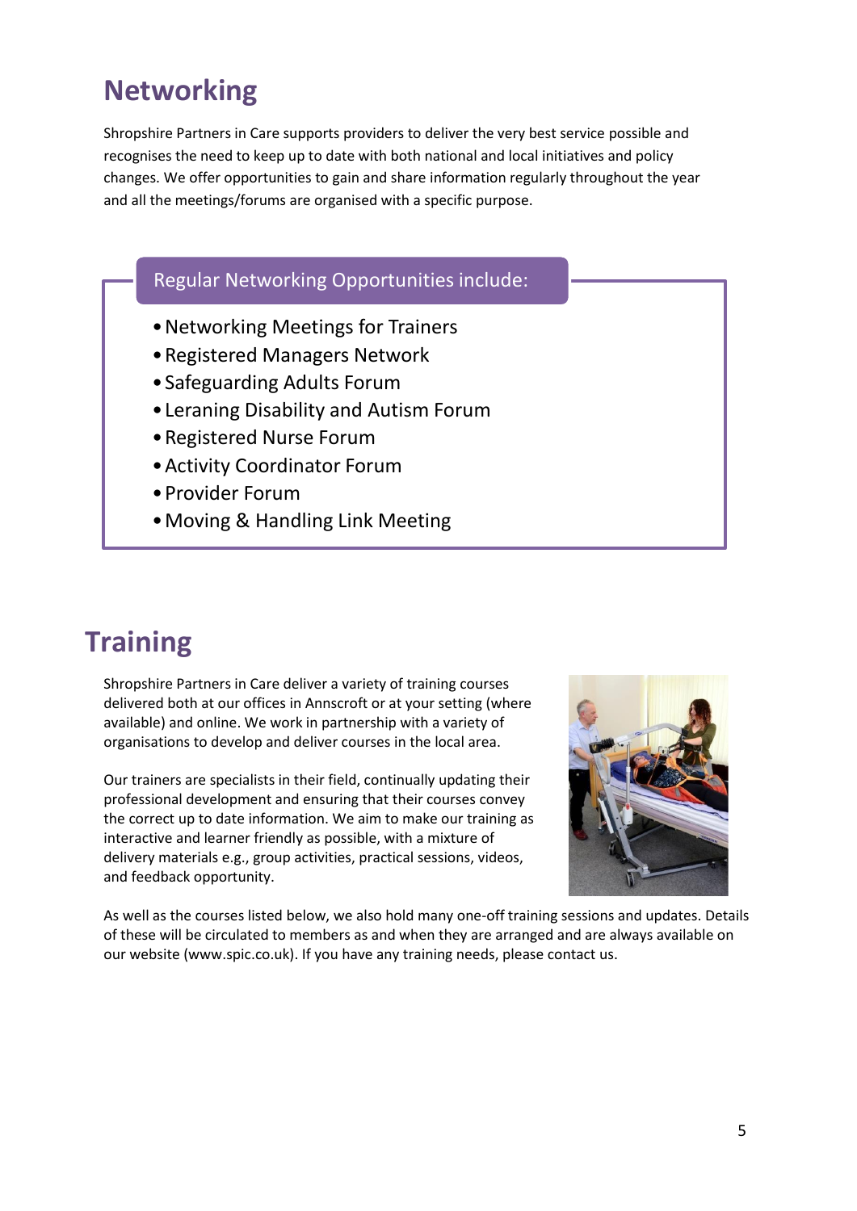# Networking

Shropshire Partners in Care supports providers to deliver the very best service possible and recognises the need to keep up to date with both national and local initiatives and policy changes. We offer opportunities to gain and share information regularly throughout the year and all the meetings/forums are organised with a specific purpose.

**Regular Networking Opportunities include:**

- Networking Meetings for Trainers
- Registered Managers Network
- Safeguarding Adults Forum
- Leraning Disability and Autism Forum
- Registered Nurse Forum
- Activity Coordinator Forum
- Provider Forum
- Moving & Handling Link Meeting

# Training

Shropshire Partners in Care deliver a variety of training courses delivered both at our offices in Annscroft or at your setting (where available) and online. We work in partnership with a variety of organisations to develop and deliver courses in the local area.

Our trainers are specialists in their field, continually updating their professional development and ensuring that their courses convey the correct up to date information. We aim to make our training as interactive and learner friendly as possible, with a mixture of delivery materials e.g., group activities, practical sessions, videos, and feedback opportunity.

As well as the courses listed below, we also hold many one-off training sessions and updates. Details of these will be circulated to members as and when they are arranged and are always available on our website (www.spic.co.uk). If you have any training needs, please contact us.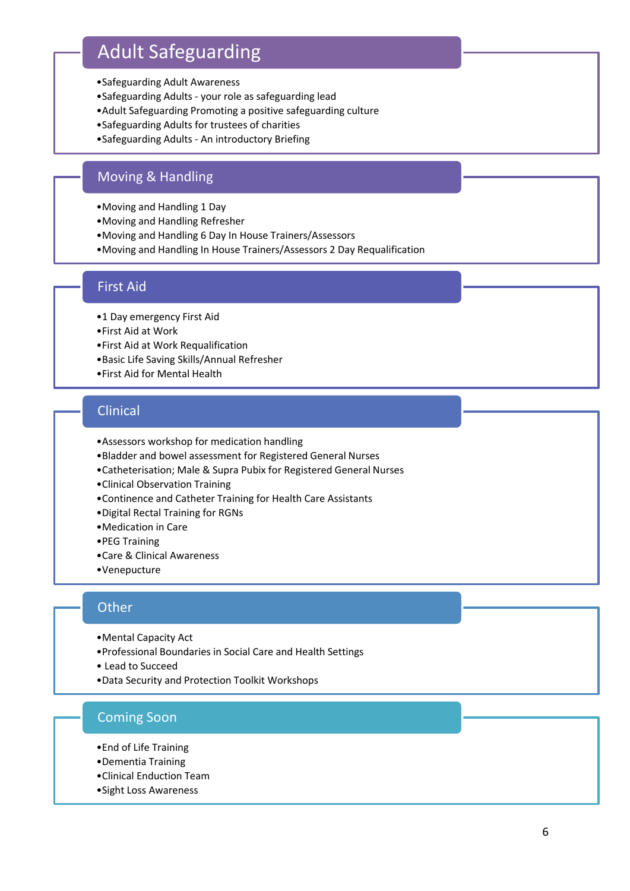## Adult Safeguarding

- Safeguarding Adult Awareness
- Safeguarding Adults - your role as safeguarding lead
- Adult Safeguarding Promoting a positive safeguarding culture
- Safeguarding Adults for trustees of charities
- Safeguarding Adults - An introductory Briefing

## Moving & Handling

- Moving and Handling 1 Day
- Moving and Handling Refresher
- Moving and Handling 6 Day In House Trainers/Assessors
- Moving and Handling In House Trainers/Assessors 2 Day Requalification

## First Aid

- 1 Day emergency First Aid
- First Aid at Work
- First Aid at Work Requalification
- Basic Life Saving Skills/Annual Refresher
- First Aid for Mental Health

## Clinical

- Assessors workshop for medication handling
- Bladder and bowel assessment for Registered General Nurses
- Catheterisation; Male & Supra Pubix for Registered General Nurses
- Clinical Observation Training
- Continence and Catheter Training for Health Care Assistants
- Digital Rectal Training for RGNs
- Medication in Care
- PEG Training
- Care & Clinical Awareness
- Venepucture

## Other

- Mental Capacity Act
- Professional Boundaries in Social Care and Health Settings
- Lead to Succeed
- Data Security and Protection Toolkit Workshops

## Coming Soon

- End of Life Training
- Dementia Training
- Clinical Enduction Team
- Sight Loss Awareness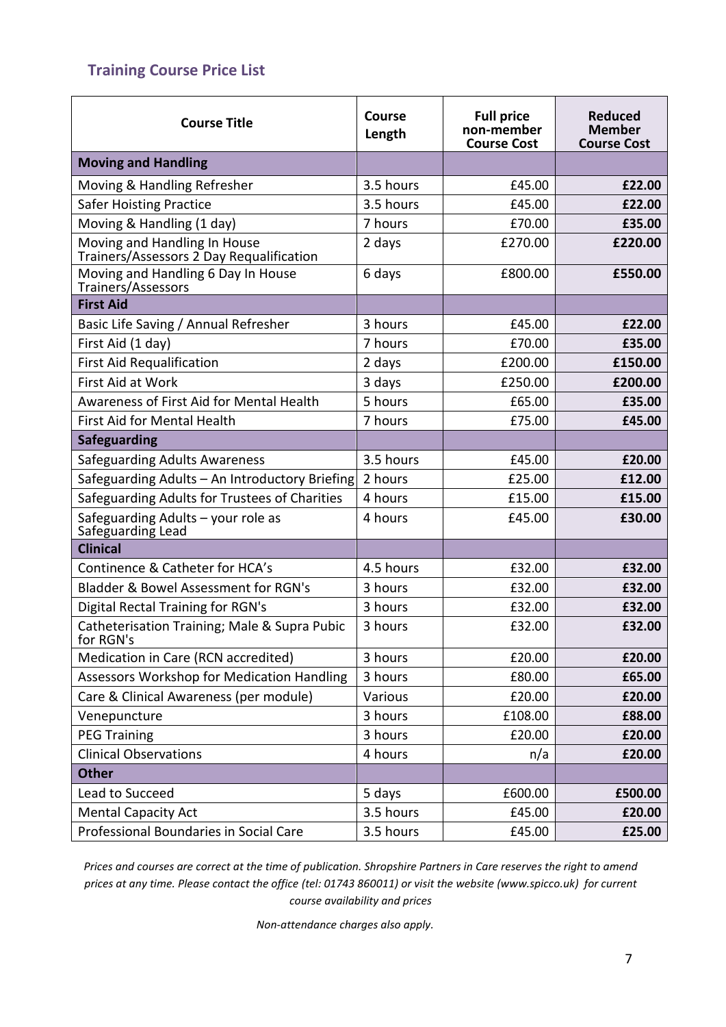## Training Course Price List

| Course Title | Course Length | Full price non-member Course Cost | Reduced Member Course Cost |
|---|---|---|---|
| **Moving and Handling** | | | |
| Moving & Handling Refresher | 3.5 hours | £45.00 | **£22.00** |
| Safer Hoisting Practice | 3.5 hours | £45.00 | **£22.00** |
| Moving & Handling (1 day) | 7 hours | £70.00 | **£35.00** |
| Moving and Handling In House Trainers/Assessors 2 Day Requalification | 2 days | £270.00 | **£220.00** |
| Moving and Handling 6 Day In House Trainers/Assessors | 6 days | £800.00 | **£550.00** |
| **First Aid** | | | |
| Basic Life Saving / Annual Refresher | 3 hours | £45.00 | **£22.00** |
| First Aid (1 day) | 7 hours | £70.00 | **£35.00** |
| First Aid Requalification | 2 days | £200.00 | **£150.00** |
| First Aid at Work | 3 days | £250.00 | **£200.00** |
| Awareness of First Aid for Mental Health | 5 hours | £65.00 | **£35.00** |
| First Aid for Mental Health | 7 hours | £75.00 | **£45.00** |
| **Safeguarding** | | | |
| Safeguarding Adults Awareness | 3.5 hours | £45.00 | **£20.00** |
| Safeguarding Adults – An Introductory Briefing | 2 hours | £25.00 | **£12.00** |
| Safeguarding Adults for Trustees of Charities | 4 hours | £15.00 | **£15.00** |
| Safeguarding Adults – your role as Safeguarding Lead | 4 hours | £45.00 | **£30.00** |
| **Clinical** | | | |
| Continence & Catheter for HCA's | 4.5 hours | £32.00 | **£32.00** |
| Bladder & Bowel Assessment for RGN's | 3 hours | £32.00 | **£32.00** |
| Digital Rectal Training for RGN's | 3 hours | £32.00 | **£32.00** |
| Catheterisation Training; Male & Supra Pubic for RGN's | 3 hours | £32.00 | **£32.00** |
| Medication in Care (RCN accredited) | 3 hours | £20.00 | **£20.00** |
| Assessors Workshop for Medication Handling | 3 hours | £80.00 | **£65.00** |
| Care & Clinical Awareness (per module) | Various | £20.00 | **£20.00** |
| Venepuncture | 3 hours | £108.00 | **£88.00** |
| PEG Training | 3 hours | £20.00 | **£20.00** |
| Clinical Observations | 4 hours | n/a | **£20.00** |
| **Other** | | | |
| Lead to Succeed | 5 days | £600.00 | **£500.00** |
| Mental Capacity Act | 3.5 hours | £45.00 | **£20.00** |
| Professional Boundaries in Social Care | 3.5 hours | £45.00 | **£25.00** |

*Prices and courses are correct at the time of publication. Shropshire Partners in Care reserves the right to amend prices at any time. Please contact the office (tel: 01743 860011) or visit the website (www.spicco.uk) for current course availability and prices*

*Non-attendance charges also apply.*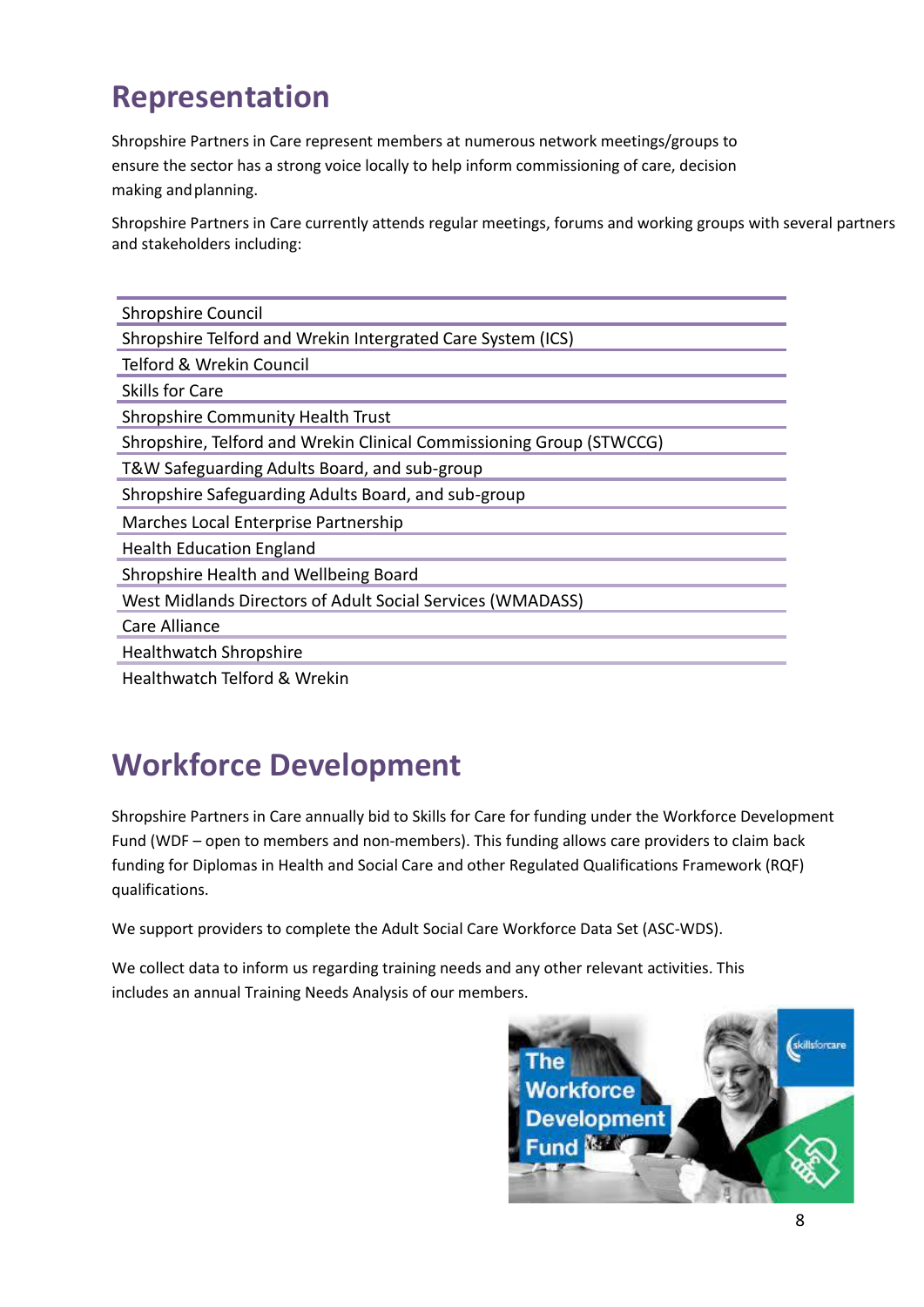# Representation

Shropshire Partners in Care represent members at numerous network meetings/groups to ensure the sector has a strong voice locally to help inform commissioning of care, decision making and planning.

Shropshire Partners in Care currently attends regular meetings, forums and working groups with several partners and stakeholders including:

| |
|---|
| Shropshire Council |
| Shropshire Telford and Wrekin Intergrated Care System (ICS) |
| Telford & Wrekin Council |
| Skills for Care |
| Shropshire Community Health Trust |
| Shropshire, Telford and Wrekin Clinical Commissioning Group (STWCCG) |
| T&W Safeguarding Adults Board, and sub-group |
| Shropshire Safeguarding Adults Board, and sub-group |
| Marches Local Enterprise Partnership |
| Health Education England |
| Shropshire Health and Wellbeing Board |
| West Midlands Directors of Adult Social Services (WMADASS) |
| Care Alliance |
| Healthwatch Shropshire |
| Healthwatch Telford & Wrekin |

# Workforce Development

Shropshire Partners in Care annually bid to Skills for Care for funding under the Workforce Development Fund (WDF – open to members and non-members). This funding allows care providers to claim back funding for Diplomas in Health and Social Care and other Regulated Qualifications Framework (RQF) qualifications.

We support providers to complete the Adult Social Care Workforce Data Set (ASC-WDS).

We collect data to inform us regarding training needs and any other relevant activities. This includes an annual Training Needs Analysis of our members.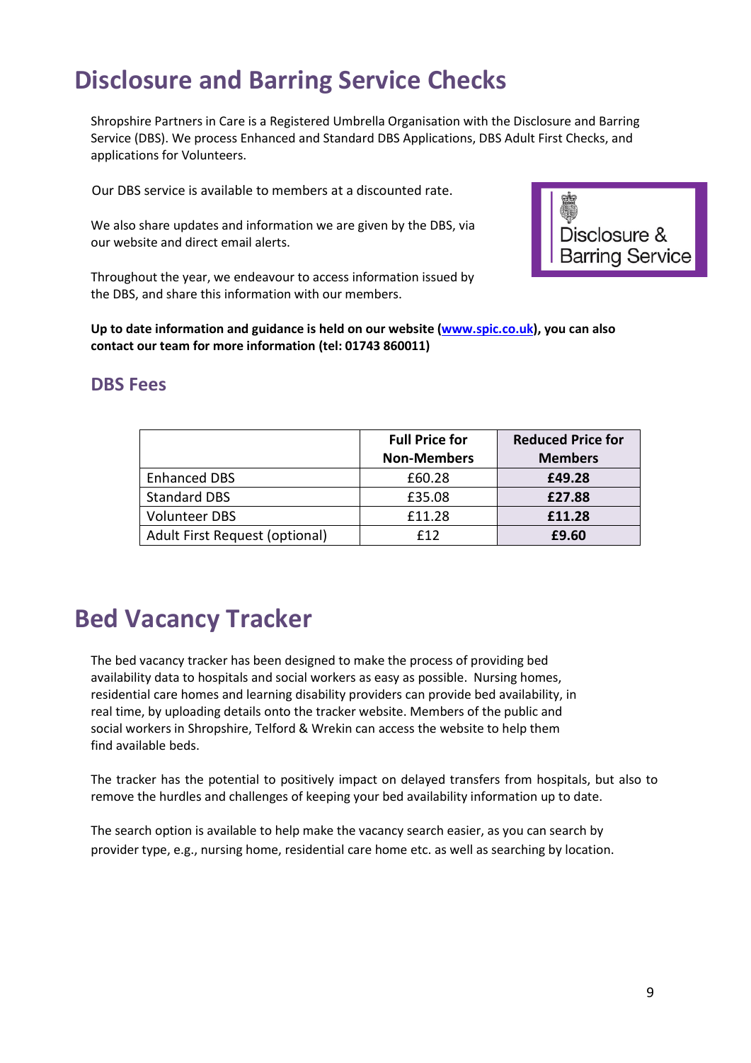# Disclosure and Barring Service Checks

Shropshire Partners in Care is a Registered Umbrella Organisation with the Disclosure and Barring Service (DBS). We process Enhanced and Standard DBS Applications, DBS Adult First Checks, and applications for Volunteers.

Our DBS service is available to members at a discounted rate.

We also share updates and information we are given by the DBS, via our website and direct email alerts.

Throughout the year, we endeavour to access information issued by the DBS, and share this information with our members.

**Up to date information and guidance is held on our website ([www.spic.co.uk](www.spic.co.uk)), you can also contact our team for more information (tel: 01743 860011)**

## DBS Fees

| | Full Price for Non-Members | Reduced Price for Members |
|---|---|---|
| Enhanced DBS | £60.28 | **£49.28** |
| Standard DBS | £35.08 | **£27.88** |
| Volunteer DBS | £11.28 | **£11.28** |
| Adult First Request (optional) | £12 | **£9.60** |

# Bed Vacancy Tracker

The bed vacancy tracker has been designed to make the process of providing bed availability data to hospitals and social workers as easy as possible. Nursing homes, residential care homes and learning disability providers can provide bed availability, in real time, by uploading details onto the tracker website. Members of the public and social workers in Shropshire, Telford & Wrekin can access the website to help them find available beds.

The tracker has the potential to positively impact on delayed transfers from hospitals, but also to remove the hurdles and challenges of keeping your bed availability information up to date.

The search option is available to help make the vacancy search easier, as you can search by provider type, e.g., nursing home, residential care home etc. as well as searching by location.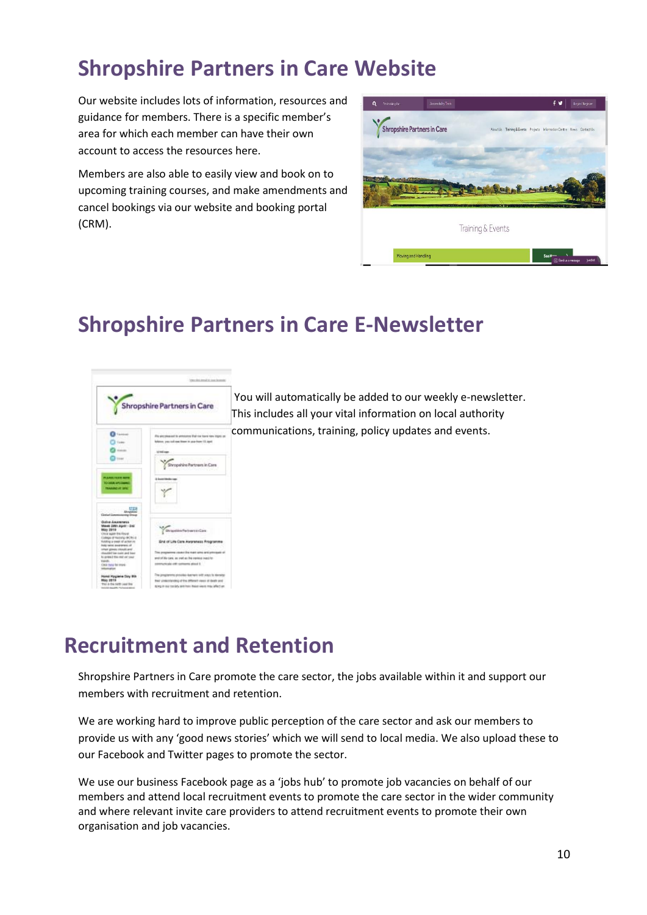## Shropshire Partners in Care Website

Our website includes lots of information, resources and guidance for members. There is a specific member's area for which each member can have their own account to access the resources here.

Members are also able to easily view and book on to upcoming training courses, and make amendments and cancel bookings via our website and booking portal (CRM).

## Shropshire Partners in Care E-Newsletter

You will automatically be added to our weekly e-newsletter. This includes all your vital information on local authority communications, training, policy updates and events.

## Recruitment and Retention

Shropshire Partners in Care promote the care sector, the jobs available within it and support our members with recruitment and retention.

We are working hard to improve public perception of the care sector and ask our members to provide us with any 'good news stories' which we will send to local media. We also upload these to our Facebook and Twitter pages to promote the sector.

We use our business Facebook page as a 'jobs hub' to promote job vacancies on behalf of our members and attend local recruitment events to promote the care sector in the wider community and where relevant invite care providers to attend recruitment events to promote their own organisation and job vacancies.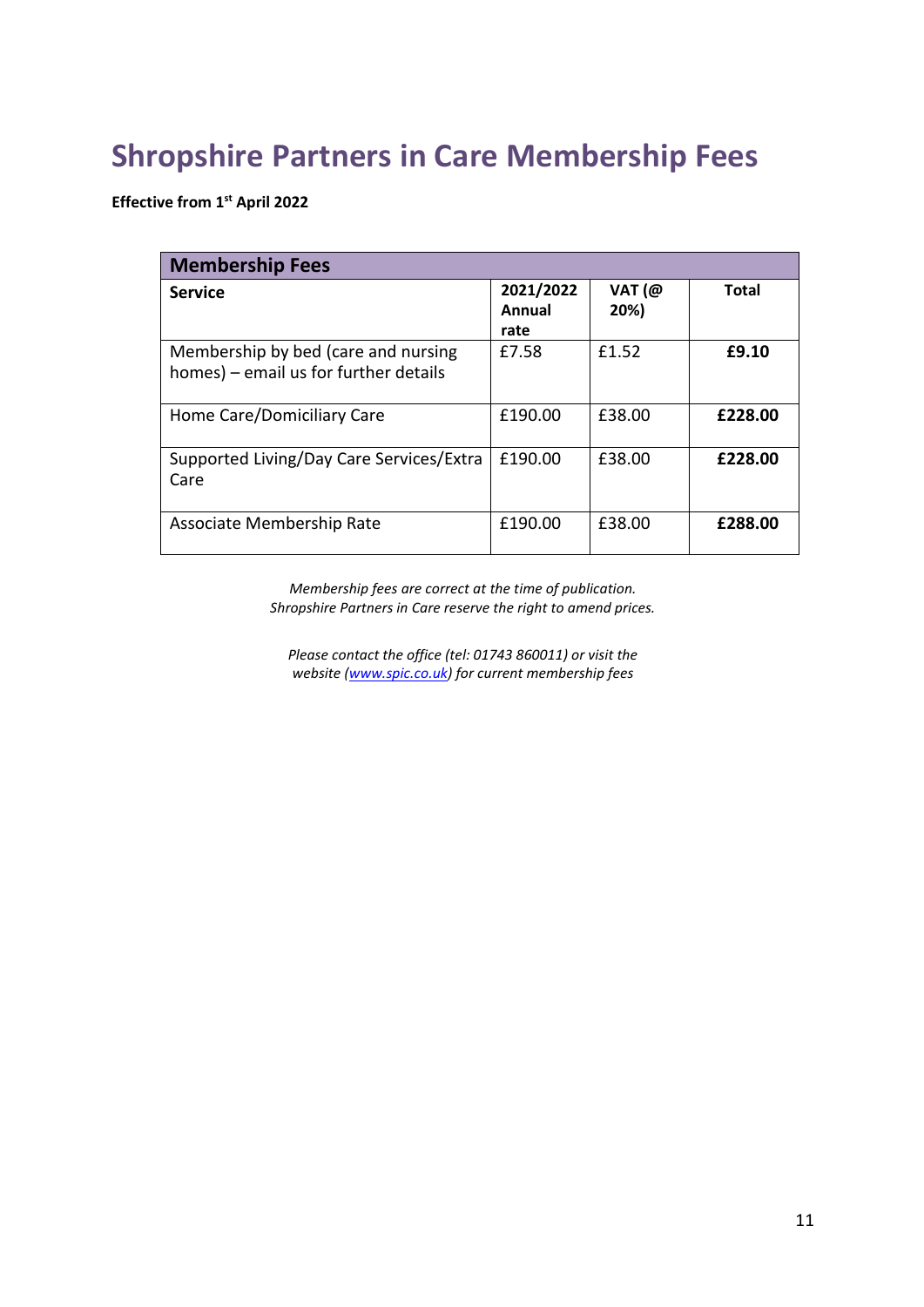# Shropshire Partners in Care Membership Fees

**Effective from 1st April 2022**

| **Membership Fees** | | | |
|---|---|---|---|
| **Service** | **2021/2022 Annual rate** | **VAT (@ 20%)** | **Total** |
| Membership by bed (care and nursing homes) – email us for further details | £7.58 | £1.52 | **£9.10** |
| Home Care/Domiciliary Care | £190.00 | £38.00 | **£228.00** |
| Supported Living/Day Care Services/Extra Care | £190.00 | £38.00 | **£228.00** |
| Associate Membership Rate | £190.00 | £38.00 | **£288.00** |

*Membership fees are correct at the time of publication.*
*Shropshire Partners in Care reserve the right to amend prices.*

*Please contact the office (tel: 01743 860011) or visit the website ([www.spic.co.uk](http://www.spic.co.uk)) for current membership fees*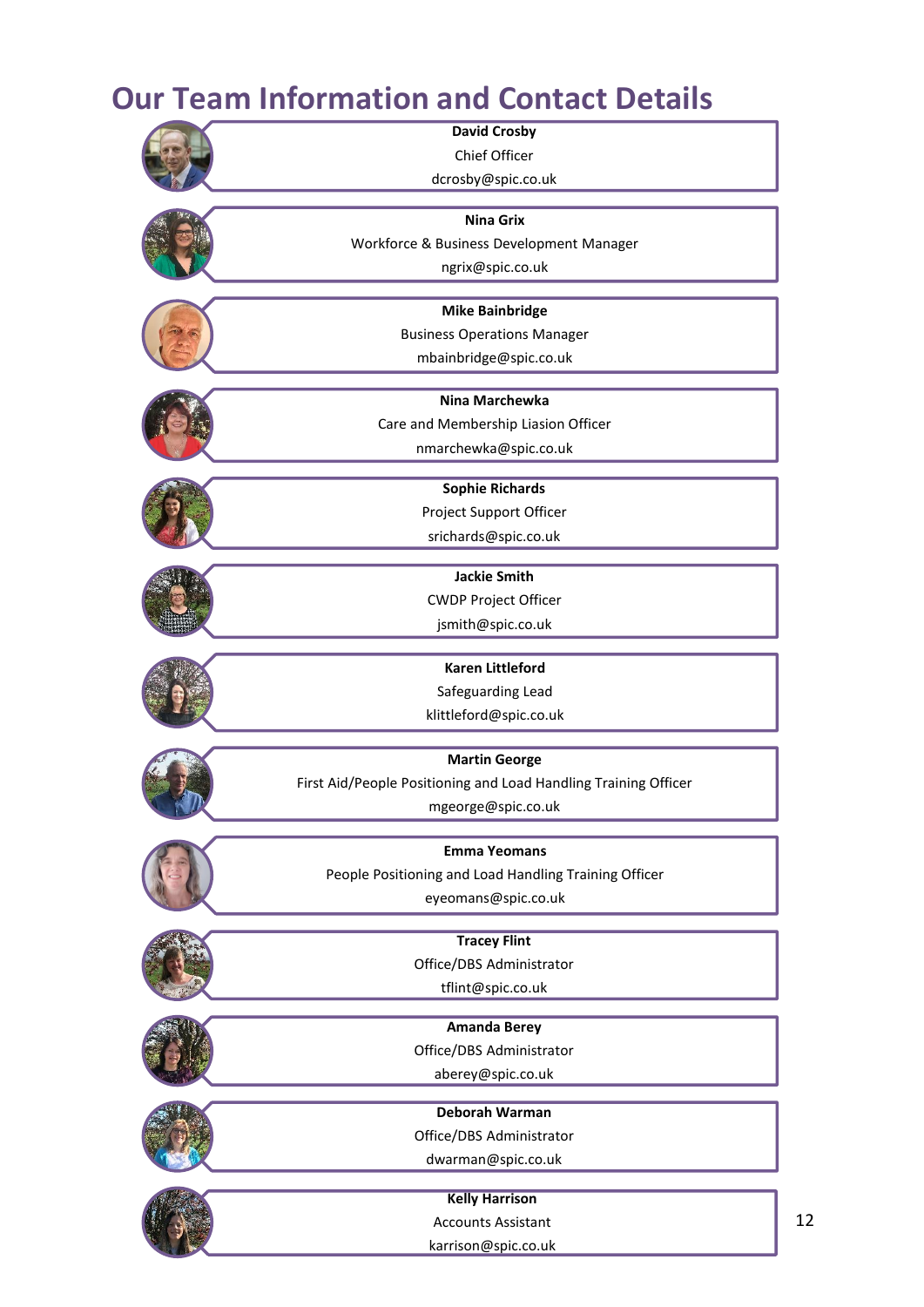# Our Team Information and Contact Details

**David Crosby**
Chief Officer
dcrosby@spic.co.uk

**Nina Grix**
Workforce & Business Development Manager
ngrix@spic.co.uk

**Mike Bainbridge**
Business Operations Manager
mbainbridge@spic.co.uk

**Nina Marchewka**
Care and Membership Liasion Officer
nmarchewka@spic.co.uk

**Sophie Richards**
Project Support Officer
srichards@spic.co.uk

**Jackie Smith**
CWDP Project Officer
jsmith@spic.co.uk

**Karen Littleford**
Safeguarding Lead
klittleford@spic.co.uk

**Martin George**
First Aid/People Positioning and Load Handling Training Officer
mgeorge@spic.co.uk

**Emma Yeomans**
People Positioning and Load Handling Training Officer
eyeomans@spic.co.uk

**Tracey Flint**
Office/DBS Administrator
tflint@spic.co.uk

**Amanda Berey**
Office/DBS Administrator
aberey@spic.co.uk

**Deborah Warman**
Office/DBS Administrator
dwarman@spic.co.uk

**Kelly Harrison**
Accounts Assistant
karrison@spic.co.uk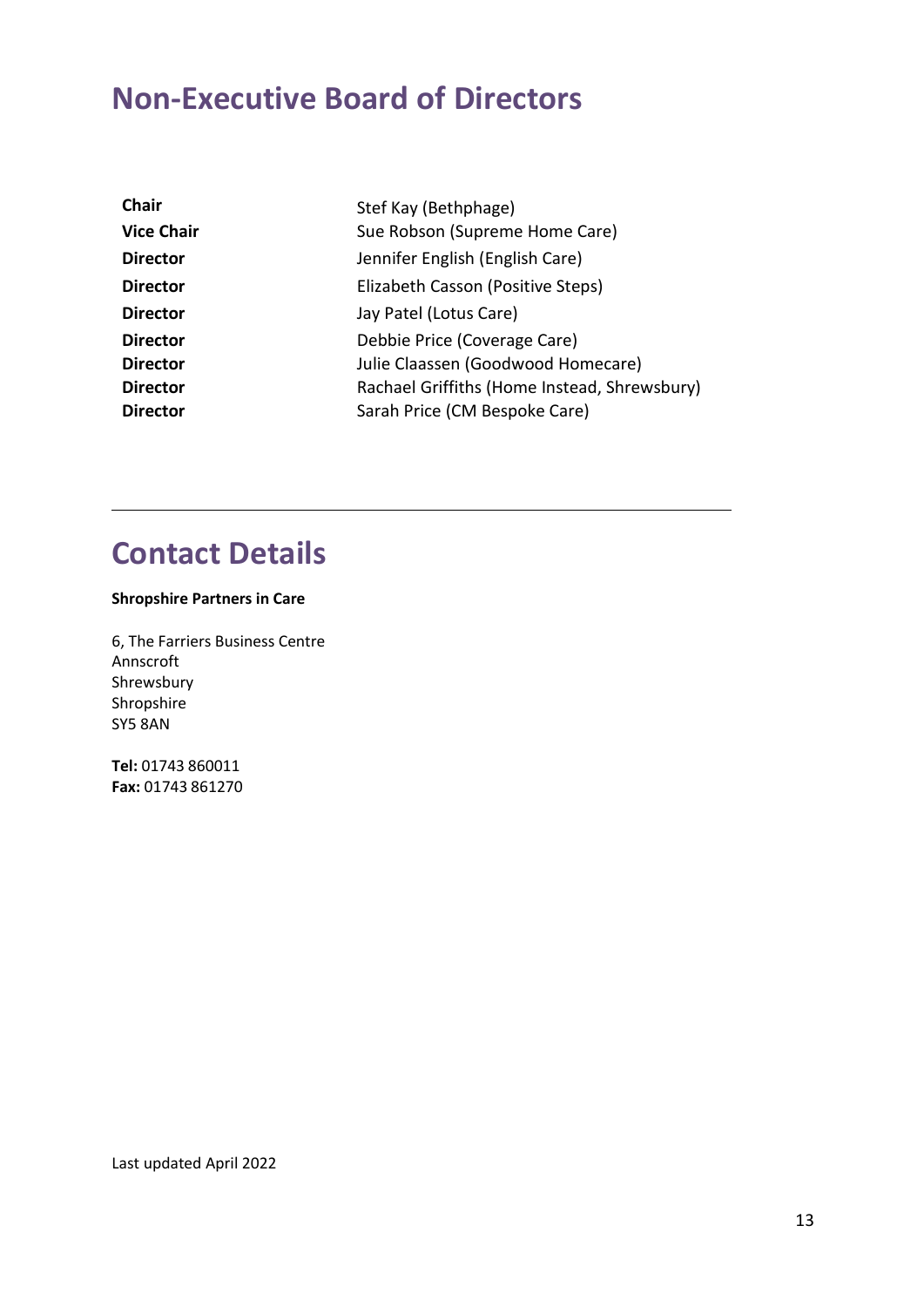## Non-Executive Board of Directors

| | |
|---|---|
| **Chair** | Stef Kay (Bethphage) |
| **Vice Chair** | Sue Robson (Supreme Home Care) |
| **Director** | Jennifer English (English Care) |
| **Director** | Elizabeth Casson (Positive Steps) |
| **Director** | Jay Patel (Lotus Care) |
| **Director** | Debbie Price (Coverage Care) |
| **Director** | Julie Claassen (Goodwood Homecare) |
| **Director** | Rachael Griffiths (Home Instead, Shrewsbury) |
| **Director** | Sarah Price (CM Bespoke Care) |

---

## Contact Details

**Shropshire Partners in Care**

6, The Farriers Business Centre
Annscroft
Shrewsbury
Shropshire
SY5 8AN

**Tel:** 01743 860011
**Fax:** 01743 861270

Last updated April 2022